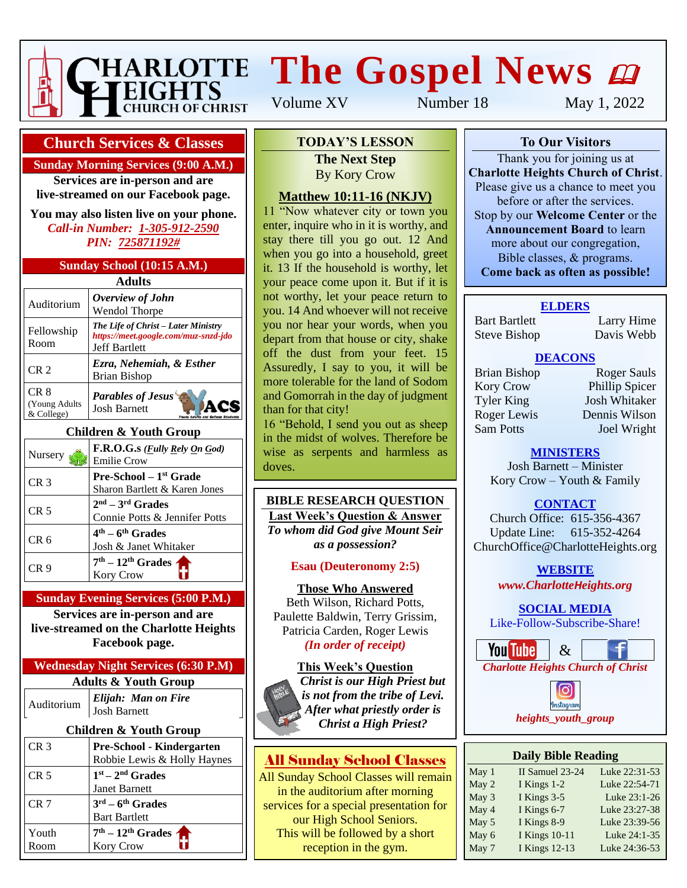# CHARLOTTE HEIGHTS CHURCH OF CHRIST

# The Gospel News

Volume XV Number 18 May 1, 2022

## Church Services & Classes

### Sunday Morning Services (9:00 A.M.)

**Services are in-person and are live-streamed on our Facebook page.**

**You may also listen live on your phone.**
*Call-in Number: 1-305-912-2590*
*PIN: 725871192#*

### Sunday School (10:15 A.M.)

**Adults**

| | |
|---|---|
| Auditorium | ***Overview of John*** Wendol Thorpe |
| Fellowship Room | ***The Life of Christ – Later Ministry*** *https://meet.google.com/muz-snzd-jdo* Jeff Bartlett |
| CR 2 | ***Ezra, Nehemiah, & Esther*** Brian Bishop |
| CR 8 (Young Adults & College) | ***Parables of Jesus*** Josh Barnett — YACS (Young Adults and College Students) |

**Children & Youth Group**

| | |
|---|---|
| Nursery | **F.R.O.G.s** ***(Fully Rely On God)*** Emilie Crow |
| CR 3 | **Pre-School – 1st Grade** Sharon Bartlett & Karen Jones |
| CR 5 | **2nd – 3rd Grades** Connie Potts & Jennifer Potts |
| CR 6 | **4th – 6th Grades** Josh & Janet Whitaker |
| CR 9 | **7th – 12th Grades** Kory Crow |

### Sunday Evening Services (5:00 P.M.)

**Services are in-person and are live-streamed on the Charlotte Heights Facebook page.**

### Wednesday Night Services (6:30 P.M)

**Adults & Youth Group**

| | |
|---|---|
| Auditorium | ***Elijah: Man on Fire*** Josh Barnett |

**Children & Youth Group**

| | |
|---|---|
| CR 3 | **Pre-School - Kindergarten** Robbie Lewis & Holly Haynes |
| CR 5 | **1st – 2nd Grades** Janet Barnett |
| CR 7 | **3rd – 6th Grades** Bart Bartlett |
| Youth Room | **7th – 12th Grades** Kory Crow |

## TODAY'S LESSON

**The Next Step**
By Kory Crow

**Matthew 10:11-16 (NKJV)**

11 "Now whatever city or town you enter, inquire who in it is worthy, and stay there till you go out. 12 And when you go into a household, greet it. 13 If the household is worthy, let your peace come upon it. But if it is not worthy, let your peace return to you. 14 And whoever will not receive you nor hear your words, when you depart from that house or city, shake off the dust from your feet. 15 Assuredly, I say to you, it will be more tolerable for the land of Sodom and Gomorrah in the day of judgment than for that city!
16 "Behold, I send you out as sheep in the midst of wolves. Therefore be wise as serpents and harmless as doves.

## BIBLE RESEARCH QUESTION

**Last Week's Question & Answer**

***To whom did God give Mount Seir as a possession?***

**Esau (Deuteronomy 2:5)**

**Those Who Answered**
Beth Wilson, Richard Potts, Paulette Baldwin, Terry Grissim, Patricia Carden, Roger Lewis
***(In order of receipt)***

**This Week's Question**

***Christ is our High Priest but is not from the tribe of Levi. After what priestly order is Christ a High Priest?***

## All Sunday School Classes

All Sunday School Classes will remain in the auditorium after morning services for a special presentation for our High School Seniors. This will be followed by a short reception in the gym.

## To Our Visitors

Thank you for joining us at **Charlotte Heights Church of Christ**. Please give us a chance to meet you before or after the services. Stop by our **Welcome Center** or the **Announcement Board** to learn more about our congregation, Bible classes, & programs.
**Come back as often as possible!**

### ELDERS

Bart Bartlett, Larry Hime, Steve Bishop, Davis Webb

### DEACONS

Brian Bishop, Roger Sauls, Kory Crow, Phillip Spicer, Tyler King, Josh Whitaker, Roger Lewis, Dennis Wilson, Sam Potts, Joel Wright

### MINISTERS

Josh Barnett – Minister
Kory Crow – Youth & Family

### CONTACT

Church Office: 615-356-4367
Update Line: 615-352-4264
ChurchOffice@CharlotteHeights.org

### WEBSITE

*www.CharlotteHeights.org*

### SOCIAL MEDIA

Like-Follow-Subscribe-Share!

YouTube & Facebook
*Charlotte Heights Church of Christ*

Instagram
*heights_youth_group*

## Daily Bible Reading

| | | |
|---|---|---|
| May 1 | II Samuel 23-24 | Luke 22:31-53 |
| May 2 | I Kings 1-2 | Luke 22:54-71 |
| May 3 | I Kings 3-5 | Luke 23:1-26 |
| May 4 | I Kings 6-7 | Luke 23:27-38 |
| May 5 | I Kings 8-9 | Luke 23:39-56 |
| May 6 | I Kings 10-11 | Luke 24:1-35 |
| May 7 | I Kings 12-13 | Luke 24:36-53 |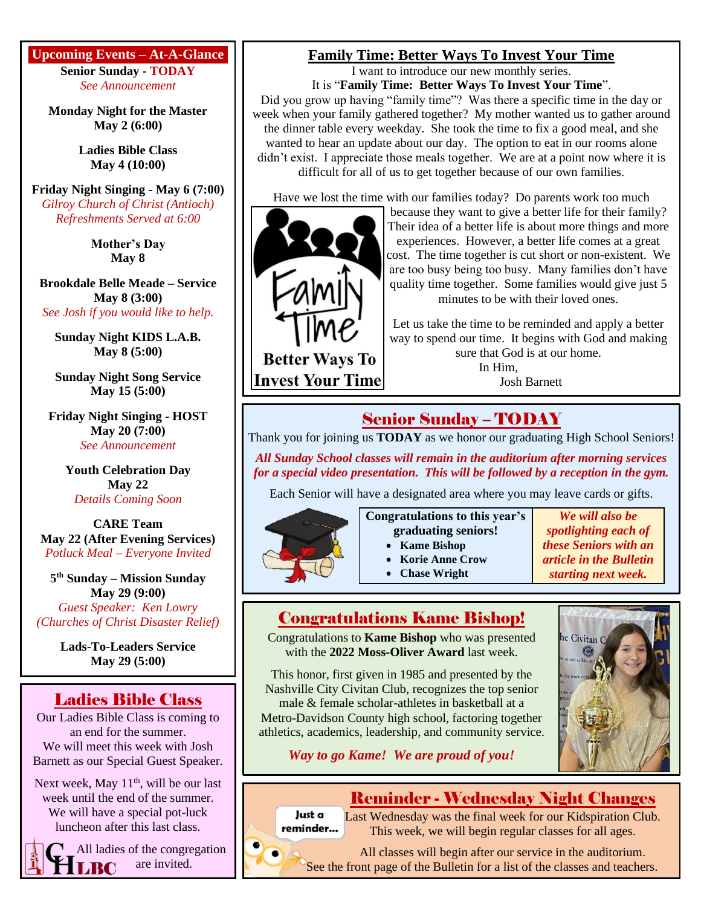## Upcoming Events – At-A-Glance

**Senior Sunday - TODAY**
*See Announcement*

**Monday Night for the Master**
**May 2 (6:00)**

**Ladies Bible Class**
**May 4 (10:00)**

**Friday Night Singing - May 6 (7:00)**
*Gilroy Church of Christ (Antioch)*
*Refreshments Served at 6:00*

**Mother's Day**
**May 8**

**Brookdale Belle Meade – Service**
**May 8 (3:00)**
*See Josh if you would like to help.*

**Sunday Night KIDS L.A.B.**
**May 8 (5:00)**

**Sunday Night Song Service**
**May 15 (5:00)**

**Friday Night Singing - HOST**
**May 20 (7:00)**
*See Announcement*

**Youth Celebration Day**
**May 22**
*Details Coming Soon*

**CARE Team**
**May 22 (After Evening Services)**
*Potluck Meal – Everyone Invited*

**5th Sunday – Mission Sunday**
**May 29 (9:00)**
*Guest Speaker: Ken Lowry*
*(Churches of Christ Disaster Relief)*

**Lads-To-Leaders Service**
**May 29 (5:00)**

## Ladies Bible Class

Our Ladies Bible Class is coming to an end for the summer. We will meet this week with Josh Barnett as our Special Guest Speaker.

Next week, May 11th, will be our last week until the end of the summer. We will have a special pot-luck luncheon after this last class.

All ladies of the congregation are invited.

## Family Time: Better Ways To Invest Your Time

I want to introduce our new monthly series.
It is "**Family Time: Better Ways To Invest Your Time**".

Did you grow up having "family time"? Was there a specific time in the day or week when your family gathered together? My mother wanted us to gather around the dinner table every weekday. She took the time to fix a good meal, and she wanted to hear an update about our day. The option to eat in our rooms alone didn't exist. I appreciate those meals together. We are at a point now where it is difficult for all of us to get together because of our own families.

Have we lost the time with our families today? Do parents work too much because they want to give a better life for their family? Their idea of a better life is about more things and more experiences. However, a better life comes at a great cost. The time together is cut short or non-existent. We are too busy being too busy. Many families don't have quality time together. Some families would give just 5 minutes to be with their loved ones.

Family Time
Better Ways To Invest Your Time

Let us take the time to be reminded and apply a better way to spend our time. It begins with God and making sure that God is at our home.

In Him,
Josh Barnett

## Senior Sunday – TODAY

Thank you for joining us **TODAY** as we honor our graduating High School Seniors!

***All Sunday School classes will remain in the auditorium after morning services for a special video presentation. This will be followed by a reception in the gym.***

Each Senior will have a designated area where you may leave cards or gifts.

**Congratulations to this year's graduating seniors!**

- **Kame Bishop**
- **Korie Anne Crow**
- **Chase Wright**

***We will also be spotlighting each of these Seniors with an article in the Bulletin starting next week.***

## Congratulations Kame Bishop!

Congratulations to **Kame Bishop** who was presented with the **2022 Moss-Oliver Award** last week.

This honor, first given in 1985 and presented by the Nashville City Civitan Club, recognizes the top senior male & female scholar-athletes in basketball at a Metro-Davidson County high school, factoring together athletics, academics, leadership, and community service.

***Way to go Kame! We are proud of you!***

## Reminder - Wednesday Night Changes

Just a reminder...

Last Wednesday was the final week for our Kidspiration Club. This week, we will begin regular classes for all ages.

All classes will begin after our service in the auditorium. See the front page of the Bulletin for a list of the classes and teachers.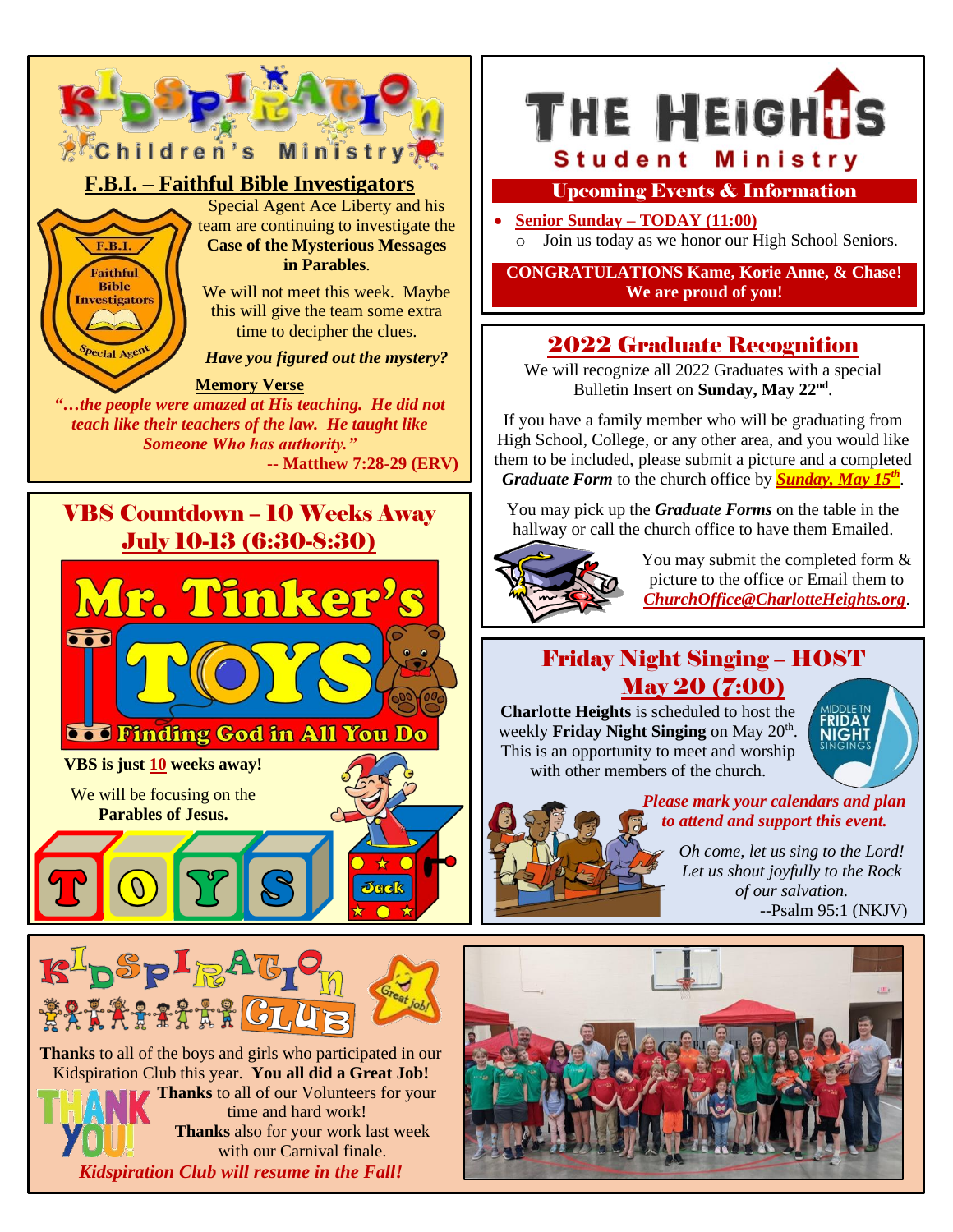# Kidspiration Children's Ministry

## F.B.I. – Faithful Bible Investigators

Special Agent Ace Liberty and his team are continuing to investigate the **Case of the Mysterious Messages in Parables**.

We will not meet this week. Maybe this will give the team some extra time to decipher the clues.

***Have you figured out the mystery?***

**Memory Verse**

***"…the people were amazed at His teaching. He did not teach like their teachers of the law. He taught like Someone Who has authority."***
**-- Matthew 7:28-29 (ERV)**

## VBS Countdown – 10 Weeks Away

**July 10-13 (6:30-8:30)**

**Mr. Tinker's TOYS**
**Finding God in All You Do**

**VBS is just 10 weeks away!**

We will be focusing on the **Parables of Jesus.**

# The Heights Student Ministry

## Upcoming Events & Information

- **Senior Sunday – TODAY (11:00)**
  - Join us today as we honor our High School Seniors.

**CONGRATULATIONS Kame, Korie Anne, & Chase! We are proud of you!**

## 2022 Graduate Recognition

We will recognize all 2022 Graduates with a special Bulletin Insert on **Sunday, May 22nd**.

If you have a family member who will be graduating from High School, College, or any other area, and you would like them to be included, please submit a picture and a completed ***Graduate Form*** to the church office by ***Sunday, May 15th***.

You may pick up the ***Graduate Forms*** on the table in the hallway or call the church office to have them Emailed.

You may submit the completed form & picture to the office or Email them to *ChurchOffice@CharlotteHeights.org*.

## Friday Night Singing – HOST

**May 20 (7:00)**

**Charlotte Heights** is scheduled to host the weekly **Friday Night Singing** on May 20th. This is an opportunity to meet and worship with other members of the church.

***Please mark your calendars and plan to attend and support this event.***

*Oh come, let us sing to the Lord! Let us shout joyfully to the Rock of our salvation.*
--Psalm 95:1 (NKJV)

# Kidspiration Club

**Thanks** to all of the boys and girls who participated in our Kidspiration Club this year. **You all did a Great Job!**

**Thanks** to all of our Volunteers for your time and hard work!

**Thanks** also for your work last week with our Carnival finale.

***Kidspiration Club will resume in the Fall!***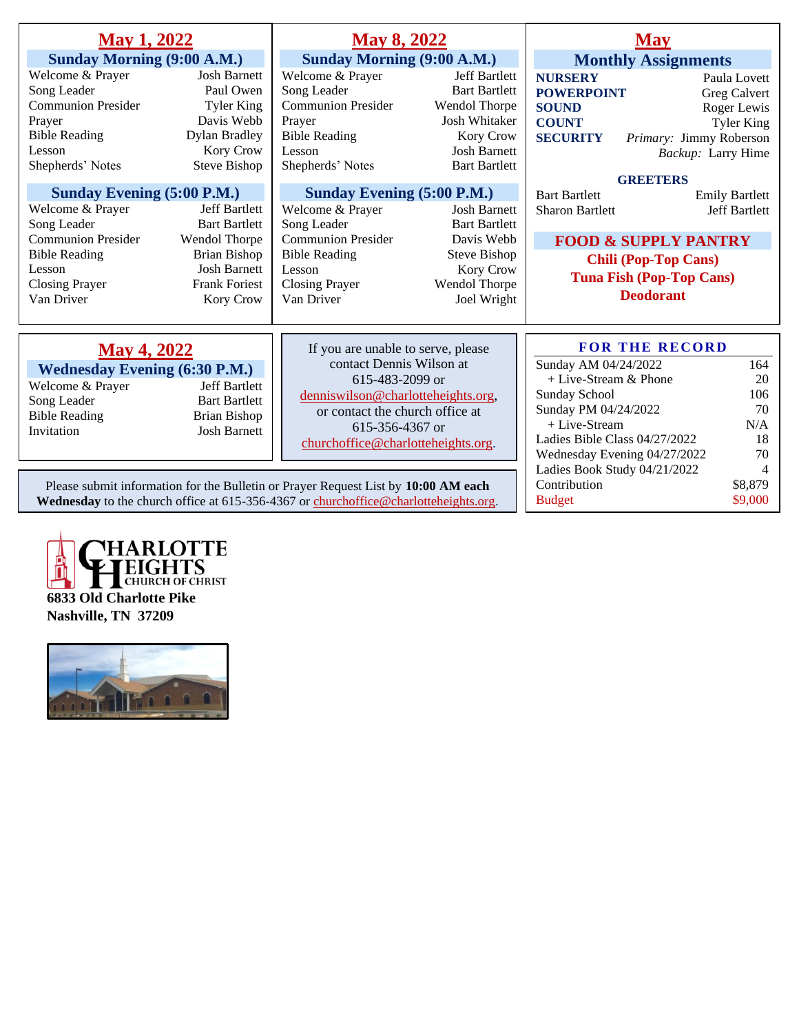## May 1, 2022

### Sunday Morning (9:00 A.M.)

| | |
|---|---|
| Welcome & Prayer | Josh Barnett |
| Song Leader | Paul Owen |
| Communion Presider | Tyler King |
| Prayer | Davis Webb |
| Bible Reading | Dylan Bradley |
| Lesson | Kory Crow |
| Shepherds' Notes | Steve Bishop |

### Sunday Evening (5:00 P.M.)

| | |
|---|---|
| Welcome & Prayer | Jeff Bartlett |
| Song Leader | Bart Bartlett |
| Communion Presider | Wendol Thorpe |
| Bible Reading | Brian Bishop |
| Lesson | Josh Barnett |
| Closing Prayer | Frank Foriest |
| Van Driver | Kory Crow |

## May 8, 2022

### Sunday Morning (9:00 A.M.)

| | |
|---|---|
| Welcome & Prayer | Jeff Bartlett |
| Song Leader | Bart Bartlett |
| Communion Presider | Wendol Thorpe |
| Prayer | Josh Whitaker |
| Bible Reading | Kory Crow |
| Lesson | Josh Barnett |
| Shepherds' Notes | Bart Bartlett |

### Sunday Evening (5:00 P.M.)

| | |
|---|---|
| Welcome & Prayer | Josh Barnett |
| Song Leader | Bart Bartlett |
| Communion Presider | Davis Webb |
| Bible Reading | Steve Bishop |
| Lesson | Kory Crow |
| Closing Prayer | Wendol Thorpe |
| Van Driver | Joel Wright |

## May

### Monthly Assignments

| | |
|---|---|
| **NURSERY** | Paula Lovett |
| **POWERPOINT** | Greg Calvert |
| **SOUND** | Roger Lewis |
| **COUNT** | Tyler King |
| **SECURITY** | *Primary:* Jimmy Roberson<br>*Backup:* Larry Hime |

**GREETERS**

| | |
|---|---|
| Bart Bartlett | Emily Bartlett |
| Sharon Bartlett | Jeff Bartlett |

### FOOD & SUPPLY PANTRY

**Chili (Pop-Top Cans)**
**Tuna Fish (Pop-Top Cans)**
**Deodorant**

## May 4, 2022

### Wednesday Evening (6:30 P.M.)

| | |
|---|---|
| Welcome & Prayer | Jeff Bartlett |
| Song Leader | Bart Bartlett |
| Bible Reading | Brian Bishop |
| Invitation | Josh Barnett |

If you are unable to serve, please contact Dennis Wilson at 615-483-2099 or denniswilson@charlotteheights.org, or contact the church office at 615-356-4367 or churchoffice@charlotteheights.org.

Please submit information for the Bulletin or Prayer Request List by **10:00 AM each Wednesday** to the church office at 615-356-4367 or churchoffice@charlotteheights.org.

### FOR THE RECORD

| | |
|---|---|
| Sunday AM 04/24/2022 | 164 |
| + Live-Stream & Phone | 20 |
| Sunday School | 106 |
| Sunday PM 04/24/2022 | 70 |
| + Live-Stream | N/A |
| Ladies Bible Class 04/27/2022 | 18 |
| Wednesday Evening 04/27/2022 | 70 |
| Ladies Book Study 04/21/2022 | 4 |
| Contribution | $8,879 |
| Budget | $9,000 |

**CHARLOTTE HEIGHTS CHURCH OF CHRIST**

**6833 Old Charlotte Pike**
**Nashville, TN 37209**